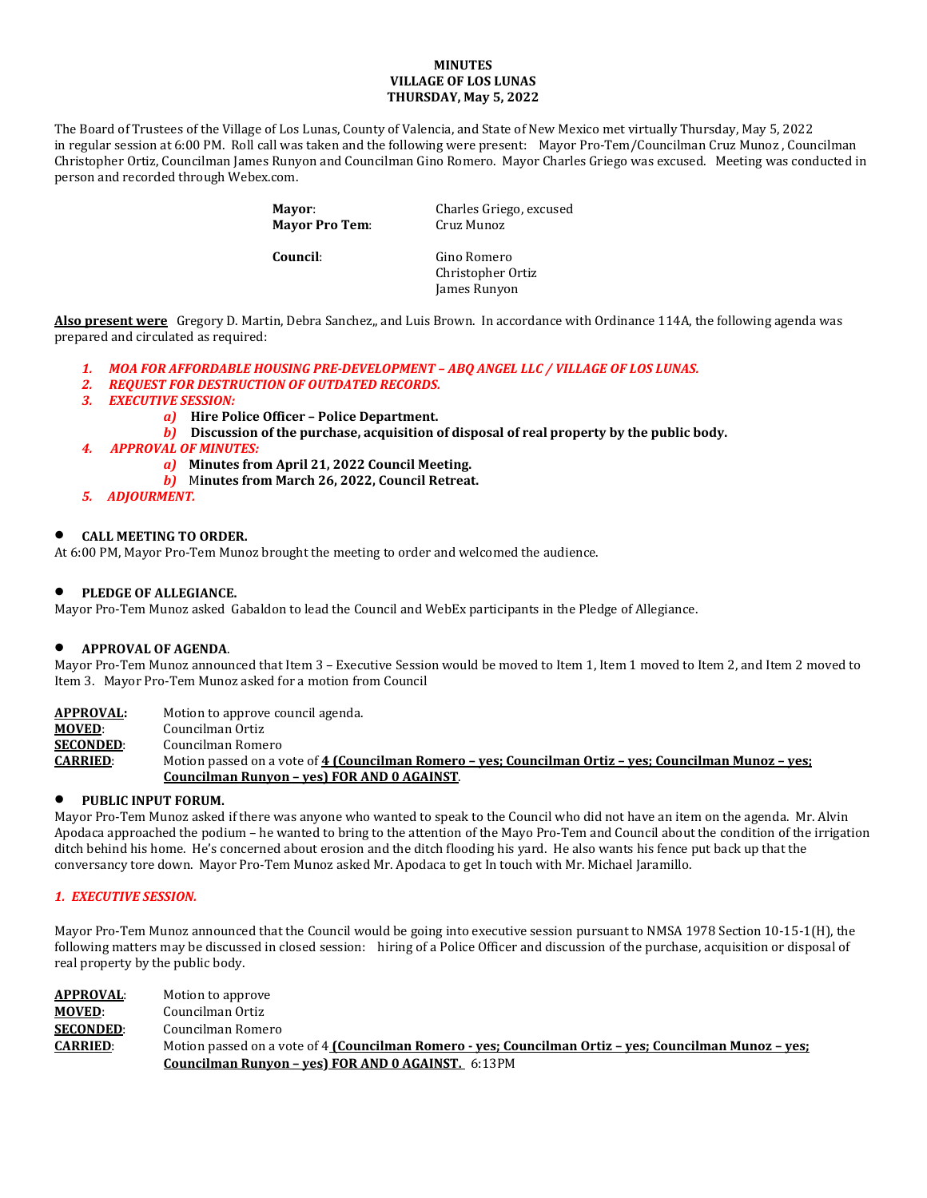**MINUTES**
**VILLAGE OF LOS LUNAS**
**THURSDAY, May 5, 2022**

The Board of Trustees of the Village of Los Lunas, County of Valencia, and State of New Mexico met virtually Thursday, May 5, 2022 in regular session at 6:00 PM. Roll call was taken and the following were present: Mayor Pro-Tem/Councilman Cruz Munoz , Councilman Christopher Ortiz, Councilman James Runyon and Councilman Gino Romero. Mayor Charles Griego was excused. Meeting was conducted in person and recorded through Webex.com.

| | |
|---|---|
| **Mayor**: | Charles Griego, excused |
| **Mayor Pro Tem**: | Cruz Munoz |
| **Council**: | Gino Romero |
| | Christopher Ortiz |
| | James Runyon |

**Also present were** Gregory D. Martin, Debra Sanchez,, and Luis Brown. In accordance with Ordinance 114A, the following agenda was prepared and circulated as required:

1. ***MOA FOR AFFORDABLE HOUSING PRE-DEVELOPMENT – ABQ ANGEL LLC / VILLAGE OF LOS LUNAS.***
2. ***REQUEST FOR DESTRUCTION OF OUTDATED RECORDS.***
3. ***EXECUTIVE SESSION:***
   a) **Hire Police Officer – Police Department.**
   b) **Discussion of the purchase, acquisition of disposal of real property by the public body.**
4. ***APPROVAL OF MINUTES:***
   a) **Minutes from April 21, 2022 Council Meeting.**
   b) M**inutes from March 26, 2022, Council Retreat.**
5. ***ADJOURMENT.***

- **CALL MEETING TO ORDER.**

At 6:00 PM, Mayor Pro-Tem Munoz brought the meeting to order and welcomed the audience.

- **PLEDGE OF ALLEGIANCE.**

Mayor Pro-Tem Munoz asked Gabaldon to lead the Council and WebEx participants in the Pledge of Allegiance.

- **APPROVAL OF AGENDA**.

Mayor Pro-Tem Munoz announced that Item 3 – Executive Session would be moved to Item 1, Item 1 moved to Item 2, and Item 2 moved to Item 3. Mayor Pro-Tem Munoz asked for a motion from Council

| | |
|---|---|
| **APPROVAL:** | Motion to approve council agenda. |
| **MOVED**: | Councilman Ortiz |
| **SECONDED**: | Councilman Romero |
| **CARRIED**: | Motion passed on a vote of **4 (Councilman Romero – yes; Councilman Ortiz – yes; Councilman Munoz – yes; Councilman Runyon – yes) FOR AND 0 AGAINST**. |

- **PUBLIC INPUT FORUM.**

Mayor Pro-Tem Munoz asked if there was anyone who wanted to speak to the Council who did not have an item on the agenda. Mr. Alvin Apodaca approached the podium – he wanted to bring to the attention of the Mayo Pro-Tem and Council about the condition of the irrigation ditch behind his home. He's concerned about erosion and the ditch flooding his yard. He also wants his fence put back up that the conversancy tore down. Mayor Pro-Tem Munoz asked Mr. Apodaca to get In touch with Mr. Michael Jaramillo.

***1. EXECUTIVE SESSION.***

Mayor Pro-Tem Munoz announced that the Council would be going into executive session pursuant to NMSA 1978 Section 10-15-1(H), the following matters may be discussed in closed session: hiring of a Police Officer and discussion of the purchase, acquisition or disposal of real property by the public body.

| | |
|---|---|
| **APPROVAL**: | Motion to approve |
| **MOVED**: | Councilman Ortiz |
| **SECONDED**: | Councilman Romero |
| **CARRIED**: | Motion passed on a vote of 4 **(Councilman Romero - yes; Councilman Ortiz – yes; Councilman Munoz – yes; Councilman Runyon – yes) FOR AND 0 AGAINST.** 6:13PM |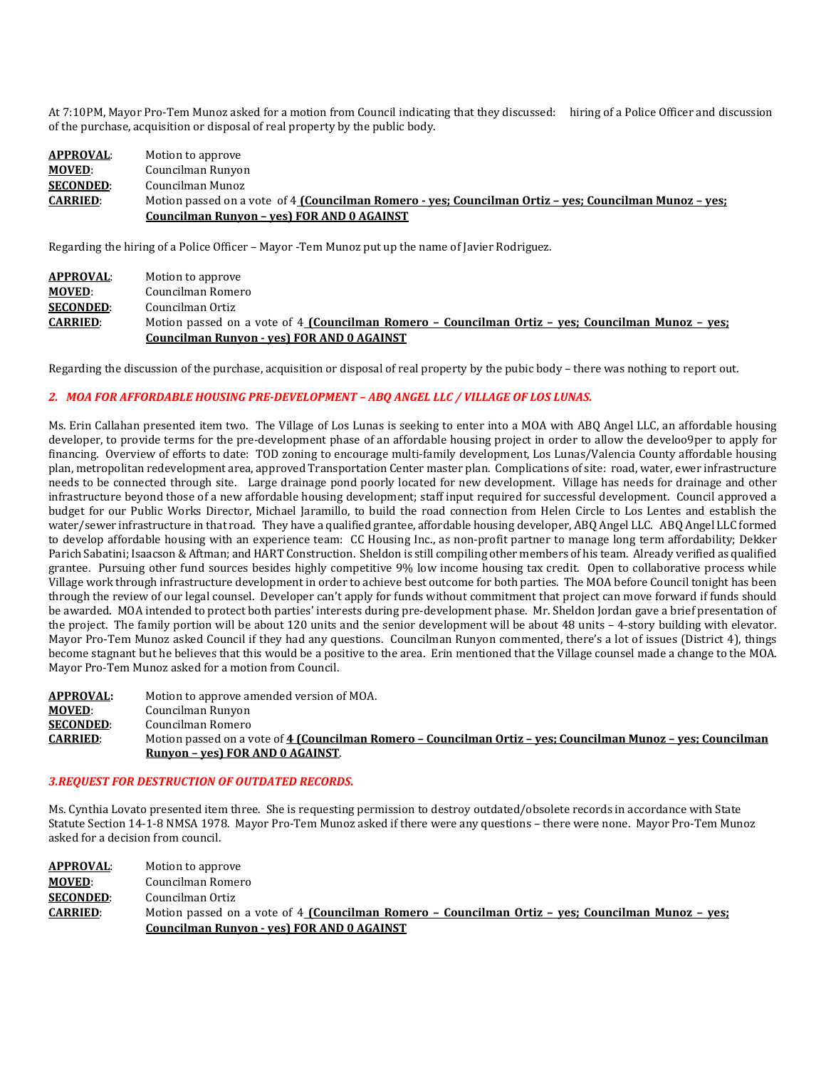At 7:10PM, Mayor Pro-Tem Munoz asked for a motion from Council indicating that they discussed: hiring of a Police Officer and discussion of the purchase, acquisition or disposal of real property by the public body.

| | |
|---|---|
| **APPROVAL**: | Motion to approve |
| **MOVED**: | Councilman Runyon |
| **SECONDED**: | Councilman Munoz |
| **CARRIED**: | Motion passed on a vote of 4 **(Councilman Romero - yes; Councilman Ortiz – yes; Councilman Munoz – yes; Councilman Runyon – yes) FOR AND 0 AGAINST** |

Regarding the hiring of a Police Officer – Mayor -Tem Munoz put up the name of Javier Rodriguez.

| | |
|---|---|
| **APPROVAL**: | Motion to approve |
| **MOVED**: | Councilman Romero |
| **SECONDED**: | Councilman Ortiz |
| **CARRIED**: | Motion passed on a vote of 4 **(Councilman Romero – Councilman Ortiz – yes; Councilman Munoz – yes; Councilman Runyon - yes) FOR AND 0 AGAINST** |

Regarding the discussion of the purchase, acquisition or disposal of real property by the pubic body – there was nothing to report out.

### *2. MOA FOR AFFORDABLE HOUSING PRE-DEVELOPMENT – ABQ ANGEL LLC / VILLAGE OF LOS LUNAS.*

Ms. Erin Callahan presented item two. The Village of Los Lunas is seeking to enter into a MOA with ABQ Angel LLC, an affordable housing developer, to provide terms for the pre-development phase of an affordable housing project in order to allow the develoo9per to apply for financing. Overview of efforts to date: TOD zoning to encourage multi-family development, Los Lunas/Valencia County affordable housing plan, metropolitan redevelopment area, approved Transportation Center master plan. Complications of site: road, water, ewer infrastructure needs to be connected through site. Large drainage pond poorly located for new development. Village has needs for drainage and other infrastructure beyond those of a new affordable housing development; staff input required for successful development. Council approved a budget for our Public Works Director, Michael Jaramillo, to build the road connection from Helen Circle to Los Lentes and establish the water/sewer infrastructure in that road. They have a qualified grantee, affordable housing developer, ABQ Angel LLC. ABQ Angel LLC formed to develop affordable housing with an experience team: CC Housing Inc., as non-profit partner to manage long term affordability; Dekker Parich Sabatini; Isaacson & Aftman; and HART Construction. Sheldon is still compiling other members of his team. Already verified as qualified grantee. Pursuing other fund sources besides highly competitive 9% low income housing tax credit. Open to collaborative process while Village work through infrastructure development in order to achieve best outcome for both parties. The MOA before Council tonight has been through the review of our legal counsel. Developer can't apply for funds without commitment that project can move forward if funds should be awarded. MOA intended to protect both parties' interests during pre-development phase. Mr. Sheldon Jordan gave a brief presentation of the project. The family portion will be about 120 units and the senior development will be about 48 units – 4-story building with elevator. Mayor Pro-Tem Munoz asked Council if they had any questions. Councilman Runyon commented, there's a lot of issues (District 4), things become stagnant but he believes that this would be a positive to the area. Erin mentioned that the Village counsel made a change to the MOA. Mayor Pro-Tem Munoz asked for a motion from Council.

| | |
|---|---|
| **APPROVAL:** | Motion to approve amended version of MOA. |
| **MOVED**: | Councilman Runyon |
| **SECONDED**: | Councilman Romero |
| **CARRIED**: | Motion passed on a vote of **4 (Councilman Romero – Councilman Ortiz – yes; Councilman Munoz – yes; Councilman Runyon – yes) FOR AND 0 AGAINST**. |

### *3.REQUEST FOR DESTRUCTION OF OUTDATED RECORDS.*

Ms. Cynthia Lovato presented item three. She is requesting permission to destroy outdated/obsolete records in accordance with State Statute Section 14-1-8 NMSA 1978. Mayor Pro-Tem Munoz asked if there were any questions – there were none. Mayor Pro-Tem Munoz asked for a decision from council.

| | |
|---|---|
| **APPROVAL**: | Motion to approve |
| **MOVED**: | Councilman Romero |
| **SECONDED**: | Councilman Ortiz |
| **CARRIED**: | Motion passed on a vote of 4 **(Councilman Romero – Councilman Ortiz – yes; Councilman Munoz – yes; Councilman Runyon - yes) FOR AND 0 AGAINST** |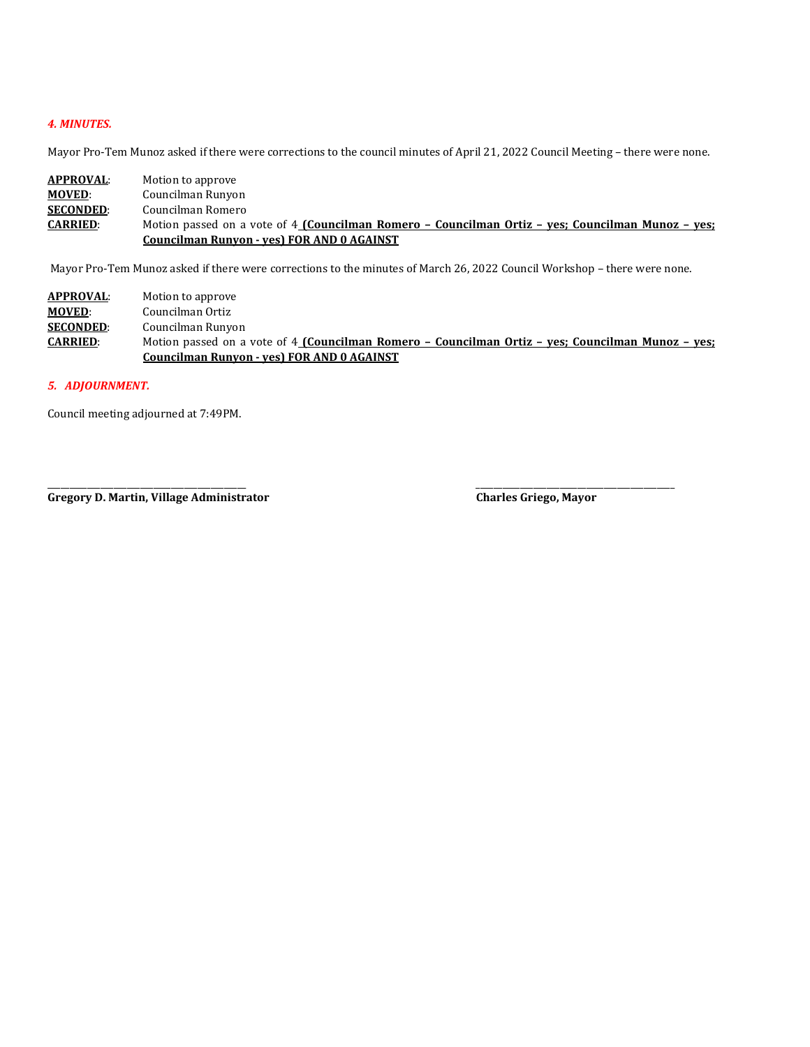### *4. MINUTES.*

Mayor Pro-Tem Munoz asked if there were corrections to the council minutes of April 21, 2022 Council Meeting – there were none.

**APPROVAL**: Motion to approve
**MOVED**: Councilman Runyon
**SECONDED**: Councilman Romero
**CARRIED**: Motion passed on a vote of 4 **(Councilman Romero – Councilman Ortiz – yes; Councilman Munoz – yes; Councilman Runyon - yes) FOR AND 0 AGAINST**

Mayor Pro-Tem Munoz asked if there were corrections to the minutes of March 26, 2022 Council Workshop – there were none.

**APPROVAL**: Motion to approve
**MOVED**: Councilman Ortiz
**SECONDED**: Councilman Runyon
**CARRIED**: Motion passed on a vote of 4 **(Councilman Romero – Councilman Ortiz – yes; Councilman Munoz – yes; Councilman Runyon - yes) FOR AND 0 AGAINST**

### *5. ADJOURNMENT.*

Council meeting adjourned at 7:49PM.

\_\_\_\_\_\_\_\_\_\_\_\_\_\_\_\_\_\_\_\_\_\_\_\_\_\_\_\_\_\_\_\_\_\_\_\_\_\_\_\_
**Gregory D. Martin, Village Administrator**

\_\_\_\_\_\_\_\_\_\_\_\_\_\_\_\_\_\_\_\_\_\_\_\_\_\_\_\_\_\_\_\_\_\_\_\_\_\_\_\_
**Charles Griego, Mayor**